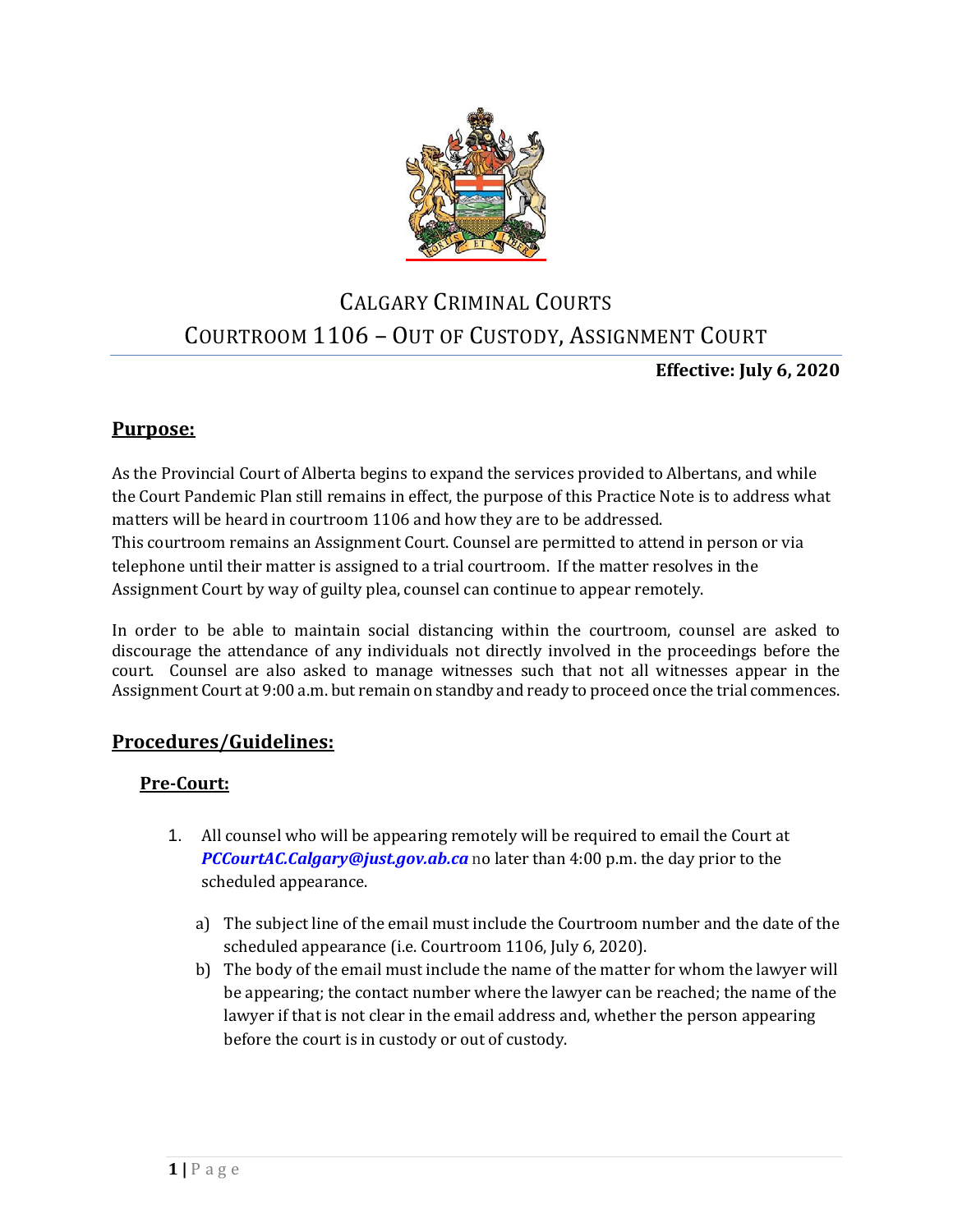# CALGARY CRIMINAL COURTS

# COURTROOM 1106 – OUT OF CUSTODY, ASSIGNMENT COURT

**Effective: July 6, 2020**

## Purpose:

As the Provincial Court of Alberta begins to expand the services provided to Albertans, and while the Court Pandemic Plan still remains in effect, the purpose of this Practice Note is to address what matters will be heard in courtroom 1106 and how they are to be addressed.

This courtroom remains an Assignment Court. Counsel are permitted to attend in person or via telephone until their matter is assigned to a trial courtroom. If the matter resolves in the Assignment Court by way of guilty plea, counsel can continue to appear remotely.

In order to be able to maintain social distancing within the courtroom, counsel are asked to discourage the attendance of any individuals not directly involved in the proceedings before the court. Counsel are also asked to manage witnesses such that not all witnesses appear in the Assignment Court at 9:00 a.m. but remain on standby and ready to proceed once the trial commences.

## Procedures/Guidelines:

### Pre-Court:

1. All counsel who will be appearing remotely will be required to email the Court at ***PCCourtAC.Calgary@just.gov.ab.ca*** no later than 4:00 p.m. the day prior to the scheduled appearance.

   a) The subject line of the email must include the Courtroom number and the date of the scheduled appearance (i.e. Courtroom 1106, July 6, 2020).

   b) The body of the email must include the name of the matter for whom the lawyer will be appearing; the contact number where the lawyer can be reached; the name of the lawyer if that is not clear in the email address and, whether the person appearing before the court is in custody or out of custody.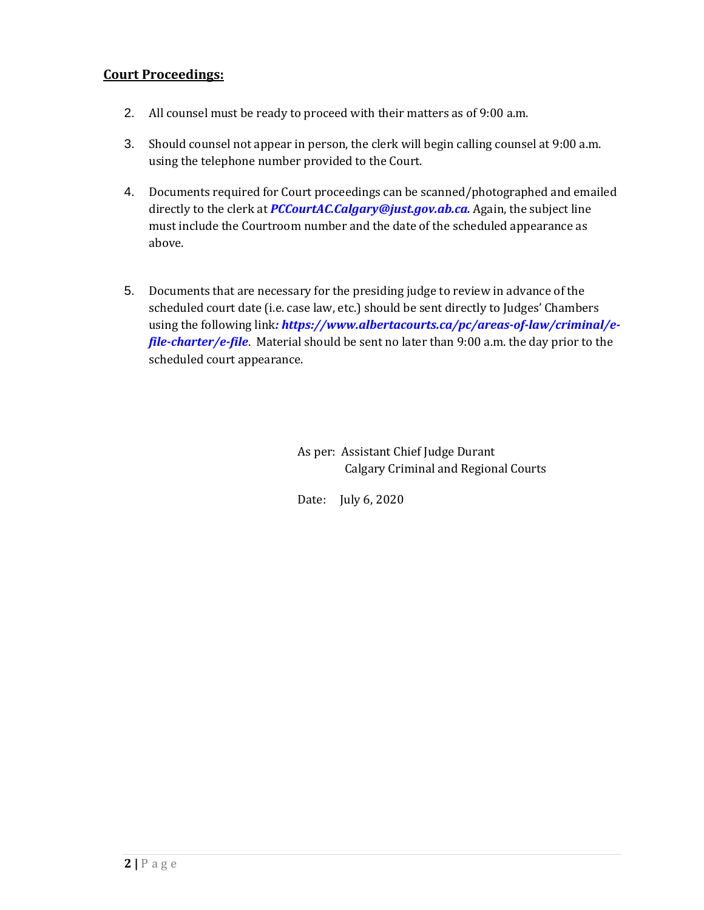**Court Proceedings:**

2. All counsel must be ready to proceed with their matters as of 9:00 a.m.

3. Should counsel not appear in person, the clerk will begin calling counsel at 9:00 a.m. using the telephone number provided to the Court.

4. Documents required for Court proceedings can be scanned/photographed and emailed directly to the clerk at ***PCCourtAC.Calgary@just.gov.ab.ca.*** Again, the subject line must include the Courtroom number and the date of the scheduled appearance as above.

5. Documents that are necessary for the presiding judge to review in advance of the scheduled court date (i.e. case law, etc.) should be sent directly to Judges' Chambers using the following link***: https://www.albertacourts.ca/pc/areas-of-law/criminal/e-file-charter/e-file***. Material should be sent no later than 9:00 a.m. the day prior to the scheduled court appearance.

As per: Assistant Chief Judge Durant
Calgary Criminal and Regional Courts

Date: July 6, 2020